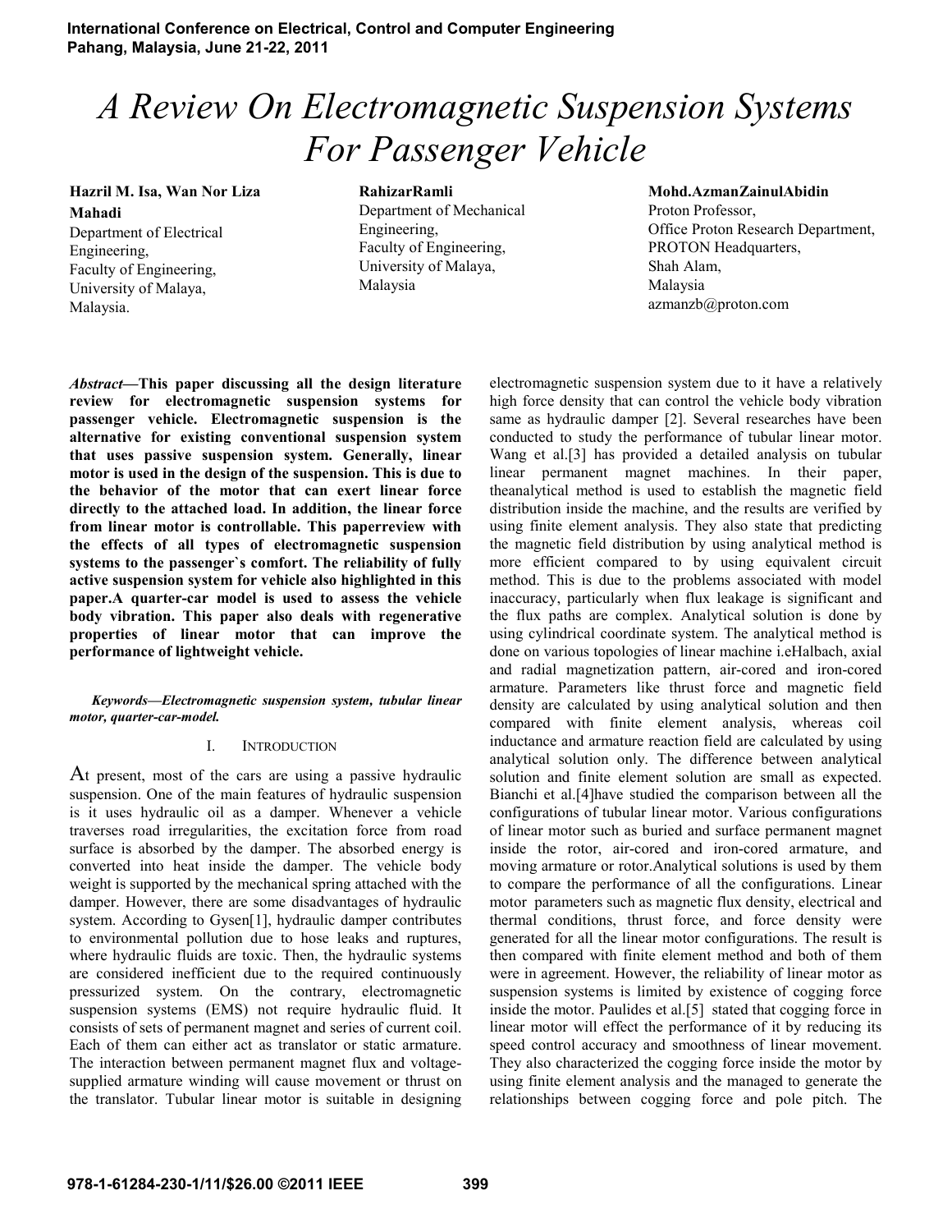# A Review On Electromagnetic Suspension Systems For Passenger Vehicle

**Hazril M. Isa, Wan Nor Liza Mahadi**
Department of Electrical Engineering,
Faculty of Engineering,
University of Malaya,
Malaysia.

**RahizarRamli**
Department of Mechanical Engineering,
Faculty of Engineering,
University of Malaya,
Malaysia

**Mohd.AzmanZainulAbidin**
Proton Professor,
Office Proton Research Department,
PROTON Headquarters,
Shah Alam,
Malaysia
azmanzb@proton.com

***Abstract*—This paper discussing all the design literature review for electromagnetic suspension systems for passenger vehicle. Electromagnetic suspension is the alternative for existing conventional suspension system that uses passive suspension system. Generally, linear motor is used in the design of the suspension. This is due to the behavior of the motor that can exert linear force directly to the attached load. In addition, the linear force from linear motor is controllable. This paperreview with the effects of all types of electromagnetic suspension systems to the passenger`s comfort. The reliability of fully active suspension system for vehicle also highlighted in this paper.A quarter-car model is used to assess the vehicle body vibration. This paper also deals with regenerative properties of linear motor that can improve the performance of lightweight vehicle.**

***Keywords*—*Electromagnetic suspension system, tubular linear motor, quarter-car-model.***

## I. Introduction

At present, most of the cars are using a passive hydraulic suspension. One of the main features of hydraulic suspension is it uses hydraulic oil as a damper. Whenever a vehicle traverses road irregularities, the excitation force from road surface is absorbed by the damper. The absorbed energy is converted into heat inside the damper. The vehicle body weight is supported by the mechanical spring attached with the damper. However, there are some disadvantages of hydraulic system. According to Gysen[1], hydraulic damper contributes to environmental pollution due to hose leaks and ruptures, where hydraulic fluids are toxic. Then, the hydraulic systems are considered inefficient due to the required continuously pressurized system. On the contrary, electromagnetic suspension systems (EMS) not require hydraulic fluid. It consists of sets of permanent magnet and series of current coil. Each of them can either act as translator or static armature. The interaction between permanent magnet flux and voltage-supplied armature winding will cause movement or thrust on the translator. Tubular linear motor is suitable in designing electromagnetic suspension system due to it have a relatively high force density that can control the vehicle body vibration same as hydraulic damper [2]. Several researches have been conducted to study the performance of tubular linear motor. Wang et al.[3] has provided a detailed analysis on tubular linear permanent magnet machines. In their paper, theanalytical method is used to establish the magnetic field distribution inside the machine, and the results are verified by using finite element analysis. They also state that predicting the magnetic field distribution by using analytical method is more efficient compared to by using equivalent circuit method. This is due to the problems associated with model inaccuracy, particularly when flux leakage is significant and the flux paths are complex. Analytical solution is done by using cylindrical coordinate system. The analytical method is done on various topologies of linear machine i.eHalbach, axial and radial magnetization pattern, air-cored and iron-cored armature. Parameters like thrust force and magnetic field density are calculated by using analytical solution and then compared with finite element analysis, whereas coil inductance and armature reaction field are calculated by using analytical solution only. The difference between analytical solution and finite element solution are small as expected. Bianchi et al.[4]have studied the comparison between all the configurations of tubular linear motor. Various configurations of linear motor such as buried and surface permanent magnet inside the rotor, air-cored and iron-cored armature, and moving armature or rotor.Analytical solutions is used by them to compare the performance of all the configurations. Linear motor parameters such as magnetic flux density, electrical and thermal conditions, thrust force, and force density were generated for all the linear motor configurations. The result is then compared with finite element method and both of them were in agreement. However, the reliability of linear motor as suspension systems is limited by existence of cogging force inside the motor. Paulides et al.[5] stated that cogging force in linear motor will effect the performance of it by reducing its speed control accuracy and smoothness of linear movement. They also characterized the cogging force inside the motor by using finite element analysis and the managed to generate the relationships between cogging force and pole pitch. The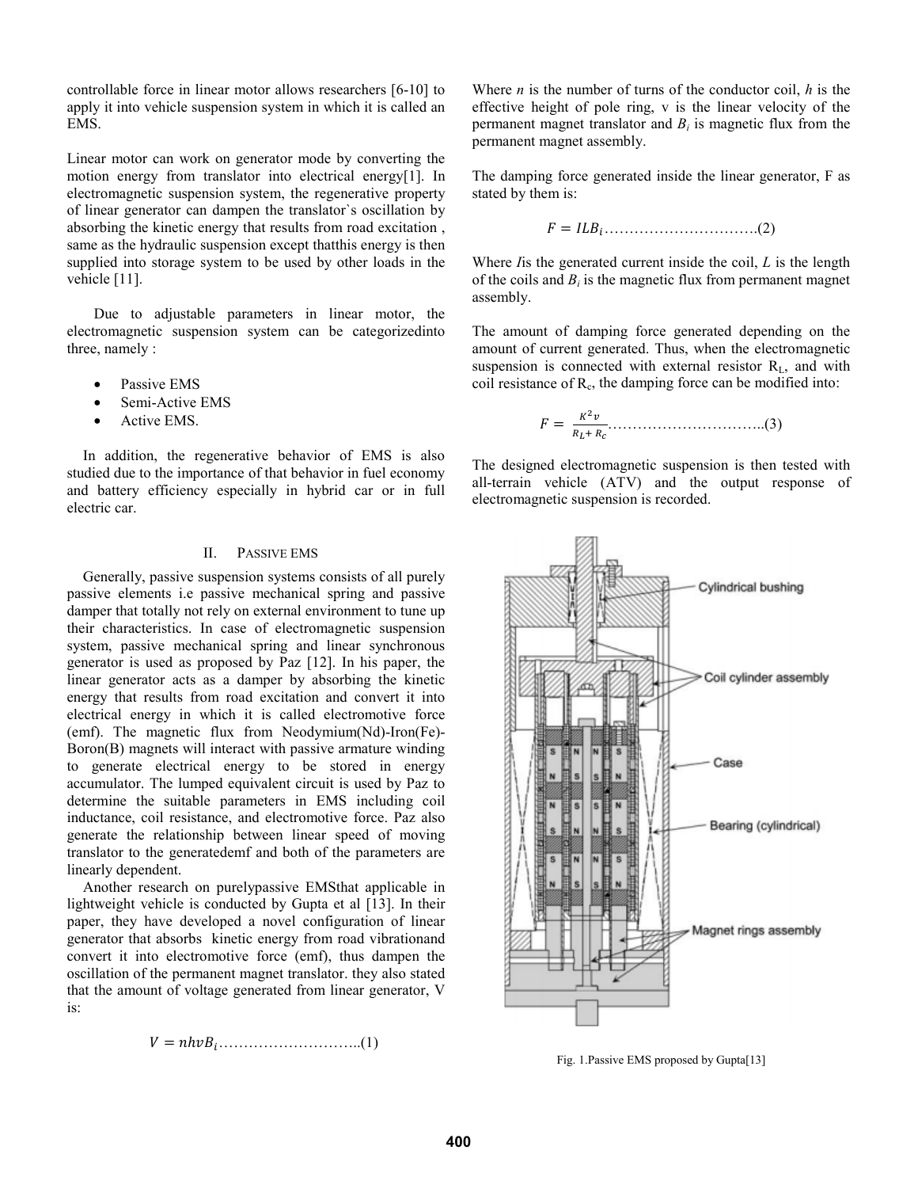controllable force in linear motor allows researchers [6-10] to apply it into vehicle suspension system in which it is called an EMS.

Linear motor can work on generator mode by converting the motion energy from translator into electrical energy[1]. In electromagnetic suspension system, the regenerative property of linear generator can dampen the translator`s oscillation by absorbing the kinetic energy that results from road excitation , same as the hydraulic suspension except thatthis energy is then supplied into storage system to be used by other loads in the vehicle [11].

Due to adjustable parameters in linear motor, the electromagnetic suspension system can be categorizedinto three, namely :

- Passive EMS
- Semi-Active EMS
- Active EMS.

In addition, the regenerative behavior of EMS is also studied due to the importance of that behavior in fuel economy and battery efficiency especially in hybrid car or in full electric car.

## II. PASSIVE EMS

Generally, passive suspension systems consists of all purely passive elements i.e passive mechanical spring and passive damper that totally not rely on external environment to tune up their characteristics. In case of electromagnetic suspension system, passive mechanical spring and linear synchronous generator is used as proposed by Paz [12]. In his paper, the linear generator acts as a damper by absorbing the kinetic energy that results from road excitation and convert it into electrical energy in which it is called electromotive force (emf). The magnetic flux from Neodymium(Nd)-Iron(Fe)-Boron(B) magnets will interact with passive armature winding to generate electrical energy to be stored in energy accumulator. The lumped equivalent circuit is used by Paz to determine the suitable parameters in EMS including coil inductance, coil resistance, and electromotive force. Paz also generate the relationship between linear speed of moving translator to the generatedemf and both of the parameters are linearly dependent.

Another research on purelypassive EMSthat applicable in lightweight vehicle is conducted by Gupta et al [13]. In their paper, they have developed a novel configuration of linear generator that absorbs kinetic energy from road vibrationand convert it into electromotive force (emf), thus dampen the oscillation of the permanent magnet translator. they also stated that the amount of voltage generated from linear generator, V is:

$$V = nhvB_i \quad (1)$$

Where $n$ is the number of turns of the conductor coil, $h$ is the effective height of pole ring, v is the linear velocity of the permanent magnet translator and $B_i$ is magnetic flux from the permanent magnet assembly.

The damping force generated inside the linear generator, F as stated by them is:

$$F = ILB_i \quad (2)$$

Where $I$is the generated current inside the coil, $L$ is the length of the coils and $B_i$ is the magnetic flux from permanent magnet assembly.

The amount of damping force generated depending on the amount of current generated. Thus, when the electromagnetic suspension is connected with external resistor $R_L$, and with coil resistance of $R_c$, the damping force can be modified into:

$$F = \frac{K^2 v}{R_L + R_c} \quad (3)$$

The designed electromagnetic suspension is then tested with all-terrain vehicle (ATV) and the output response of electromagnetic suspension is recorded.

Fig. 1.Passive EMS proposed by Gupta[13]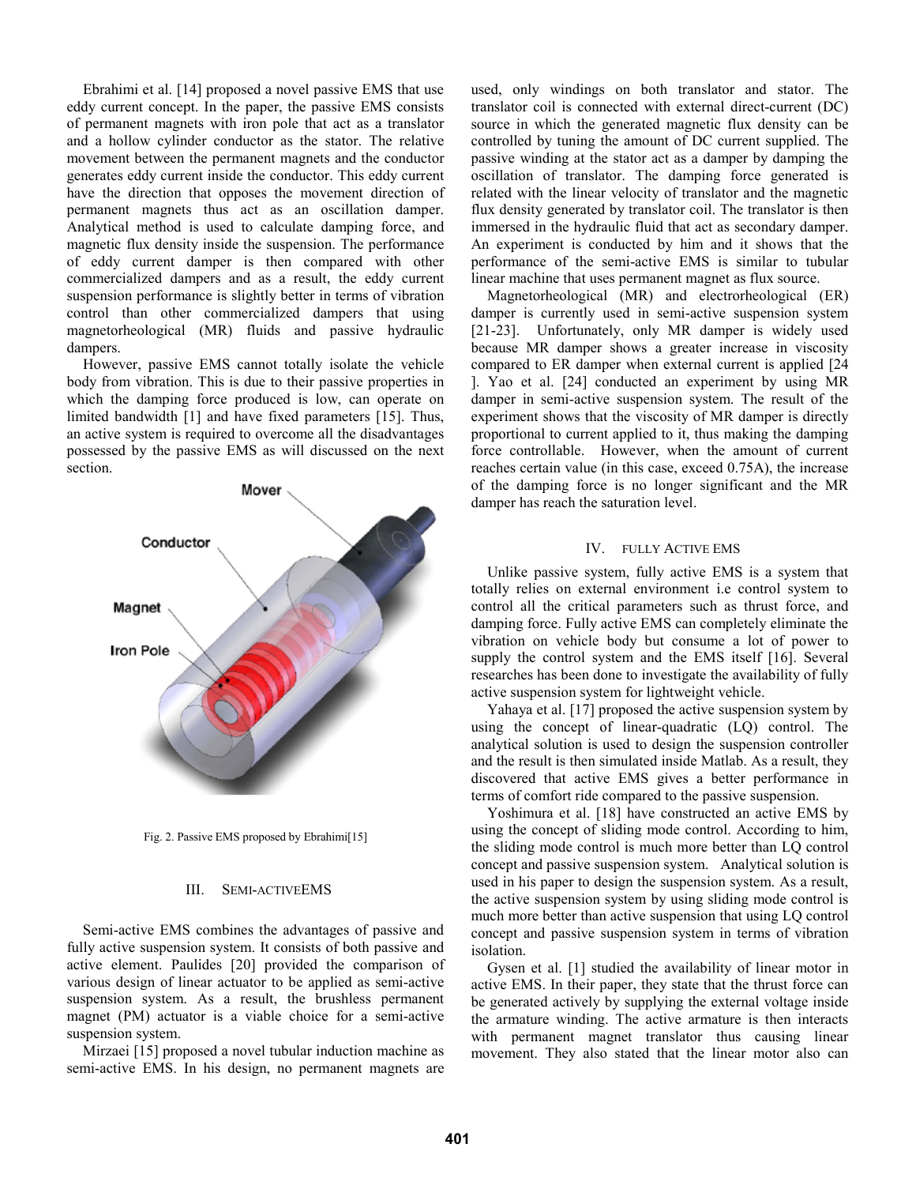Ebrahimi et al. [14] proposed a novel passive EMS that use eddy current concept. In the paper, the passive EMS consists of permanent magnets with iron pole that act as a translator and a hollow cylinder conductor as the stator. The relative movement between the permanent magnets and the conductor generates eddy current inside the conductor. This eddy current have the direction that opposes the movement direction of permanent magnets thus act as an oscillation damper. Analytical method is used to calculate damping force, and magnetic flux density inside the suspension. The performance of eddy current damper is then compared with other commercialized dampers and as a result, the eddy current suspension performance is slightly better in terms of vibration control than other commercialized dampers that using magnetorheological (MR) fluids and passive hydraulic dampers.

However, passive EMS cannot totally isolate the vehicle body from vibration. This is due to their passive properties in which the damping force produced is low, can operate on limited bandwidth [1] and have fixed parameters [15]. Thus, an active system is required to overcome all the disadvantages possessed by the passive EMS as will discussed on the next section.

Fig. 2. Passive EMS proposed by Ebrahimi[15]

## III. SEMI-ACTIVEEMS

Semi-active EMS combines the advantages of passive and fully active suspension system. It consists of both passive and active element. Paulides [20] provided the comparison of various design of linear actuator to be applied as semi-active suspension system. As a result, the brushless permanent magnet (PM) actuator is a viable choice for a semi-active suspension system.

Mirzaei [15] proposed a novel tubular induction machine as semi-active EMS. In his design, no permanent magnets are used, only windings on both translator and stator. The translator coil is connected with external direct-current (DC) source in which the generated magnetic flux density can be controlled by tuning the amount of DC current supplied. The passive winding at the stator act as a damper by damping the oscillation of translator. The damping force generated is related with the linear velocity of translator and the magnetic flux density generated by translator coil. The translator is then immersed in the hydraulic fluid that act as secondary damper. An experiment is conducted by him and it shows that the performance of the semi-active EMS is similar to tubular linear machine that uses permanent magnet as flux source.

Magnetorheological (MR) and electrorheological (ER) damper is currently used in semi-active suspension system [21-23]. Unfortunately, only MR damper is widely used because MR damper shows a greater increase in viscosity compared to ER damper when external current is applied [24 ]. Yao et al. [24] conducted an experiment by using MR damper in semi-active suspension system. The result of the experiment shows that the viscosity of MR damper is directly proportional to current applied to it, thus making the damping force controllable. However, when the amount of current reaches certain value (in this case, exceed 0.75A), the increase of the damping force is no longer significant and the MR damper has reach the saturation level.

## IV. FULLY ACTIVE EMS

Unlike passive system, fully active EMS is a system that totally relies on external environment i.e control system to control all the critical parameters such as thrust force, and damping force. Fully active EMS can completely eliminate the vibration on vehicle body but consume a lot of power to supply the control system and the EMS itself [16]. Several researches has been done to investigate the availability of fully active suspension system for lightweight vehicle.

Yahaya et al. [17] proposed the active suspension system by using the concept of linear-quadratic (LQ) control. The analytical solution is used to design the suspension controller and the result is then simulated inside Matlab. As a result, they discovered that active EMS gives a better performance in terms of comfort ride compared to the passive suspension.

Yoshimura et al. [18] have constructed an active EMS by using the concept of sliding mode control. According to him, the sliding mode control is much more better than LQ control concept and passive suspension system. Analytical solution is used in his paper to design the suspension system. As a result, the active suspension system by using sliding mode control is much more better than active suspension that using LQ control concept and passive suspension system in terms of vibration isolation.

Gysen et al. [1] studied the availability of linear motor in active EMS. In their paper, they state that the thrust force can be generated actively by supplying the external voltage inside the armature winding. The active armature is then interacts with permanent magnet translator thus causing linear movement. They also stated that the linear motor also can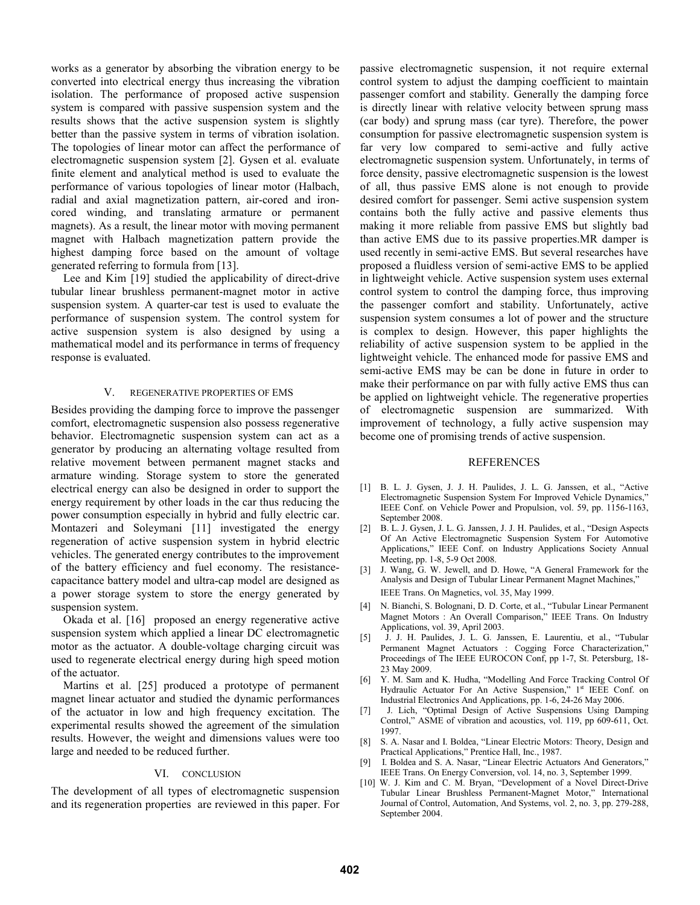works as a generator by absorbing the vibration energy to be converted into electrical energy thus increasing the vibration isolation. The performance of proposed active suspension system is compared with passive suspension system and the results shows that the active suspension system is slightly better than the passive system in terms of vibration isolation. The topologies of linear motor can affect the performance of electromagnetic suspension system [2]. Gysen et al. evaluate finite element and analytical method is used to evaluate the performance of various topologies of linear motor (Halbach, radial and axial magnetization pattern, air-cored and iron-cored winding, and translating armature or permanent magnets). As a result, the linear motor with moving permanent magnet with Halbach magnetization pattern provide the highest damping force based on the amount of voltage generated referring to formula from [13].

Lee and Kim [19] studied the applicability of direct-drive tubular linear brushless permanent-magnet motor in active suspension system. A quarter-car test is used to evaluate the performance of suspension system. The control system for active suspension system is also designed by using a mathematical model and its performance in terms of frequency response is evaluated.

## V. REGENERATIVE PROPERTIES OF EMS

Besides providing the damping force to improve the passenger comfort, electromagnetic suspension also possess regenerative behavior. Electromagnetic suspension system can act as a generator by producing an alternating voltage resulted from relative movement between permanent magnet stacks and armature winding. Storage system to store the generated electrical energy can also be designed in order to support the energy requirement by other loads in the car thus reducing the power consumption especially in hybrid and fully electric car. Montazeri and Soleymani [11] investigated the energy regeneration of active suspension system in hybrid electric vehicles. The generated energy contributes to the improvement of the battery efficiency and fuel economy. The resistance-capacitance battery model and ultra-cap model are designed as a power storage system to store the energy generated by suspension system.

Okada et al. [16] proposed an energy regenerative active suspension system which applied a linear DC electromagnetic motor as the actuator. A double-voltage charging circuit was used to regenerate electrical energy during high speed motion of the actuator.

Martins et al. [25] produced a prototype of permanent magnet linear actuator and studied the dynamic performances of the actuator in low and high frequency excitation. The experimental results showed the agreement of the simulation results. However, the weight and dimensions values were too large and needed to be reduced further.

## VI. CONCLUSION

The development of all types of electromagnetic suspension and its regeneration properties are reviewed in this paper. For passive electromagnetic suspension, it not require external control system to adjust the damping coefficient to maintain passenger comfort and stability. Generally the damping force is directly linear with relative velocity between sprung mass (car body) and sprung mass (car tyre). Therefore, the power consumption for passive electromagnetic suspension system is far very low compared to semi-active and fully active electromagnetic suspension system. Unfortunately, in terms of force density, passive electromagnetic suspension is the lowest of all, thus passive EMS alone is not enough to provide desired comfort for passenger. Semi active suspension system contains both the fully active and passive elements thus making it more reliable from passive EMS but slightly bad than active EMS due to its passive properties.MR damper is used recently in semi-active EMS. But several researches have proposed a fluidless version of semi-active EMS to be applied in lightweight vehicle. Active suspension system uses external control system to control the damping force, thus improving the passenger comfort and stability. Unfortunately, active suspension system consumes a lot of power and the structure is complex to design. However, this paper highlights the reliability of active suspension system to be applied in the lightweight vehicle. The enhanced mode for passive EMS and semi-active EMS may be can be done in future in order to make their performance on par with fully active EMS thus can be applied on lightweight vehicle. The regenerative properties of electromagnetic suspension are summarized. With improvement of technology, a fully active suspension may become one of promising trends of active suspension.

## REFERENCES

[1] B. L. J. Gysen, J. J. H. Paulides, J. L. G. Janssen, et al., "Active Electromagnetic Suspension System For Improved Vehicle Dynamics," IEEE Conf. on Vehicle Power and Propulsion, vol. 59, pp. 1156-1163, September 2008.

[2] B. L. J. Gysen, J. L. G. Janssen, J. J. H. Paulides, et al., "Design Aspects Of An Active Electromagnetic Suspension System For Automotive Applications," IEEE Conf. on Industry Applications Society Annual Meeting, pp. 1-8, 5-9 Oct 2008.

[3] J. Wang, G. W. Jewell, and D. Howe, "A General Framework for the Analysis and Design of Tubular Linear Permanent Magnet Machines," IEEE Trans. On Magnetics, vol. 35, May 1999.

[4] N. Bianchi, S. Bolognani, D. D. Corte, et al., "Tubular Linear Permanent Magnet Motors : An Overall Comparison," IEEE Trans. On Industry Applications, vol. 39, April 2003.

[5] J. J. H. Paulides, J. L. G. Janssen, E. Laurentiu, et al., "Tubular Permanent Magnet Actuators : Cogging Force Characterization," Proceedings of The IEEE EUROCON Conf, pp 1-7, St. Petersburg, 18-23 May 2009.

[6] Y. M. Sam and K. Hudha, "Modelling And Force Tracking Control Of Hydraulic Actuator For An Active Suspension," 1st IEEE Conf. on Industrial Electronics And Applications, pp. 1-6, 24-26 May 2006.

[7] J. Lich, "Optimal Design of Active Suspensions Using Damping Control," ASME of vibration and acoustics, vol. 119, pp 609-611, Oct. 1997.

[8] S. A. Nasar and I. Boldea, "Linear Electric Motors: Theory, Design and Practical Applications," Prentice Hall, Inc., 1987.

[9] I. Boldea and S. A. Nasar, "Linear Electric Actuators And Generators," IEEE Trans. On Energy Conversion, vol. 14, no. 3, September 1999.

[10] W. J. Kim and C. M. Bryan, "Development of a Novel Direct-Drive Tubular Linear Brushless Permanent-Magnet Motor," International Journal of Control, Automation, And Systems, vol. 2, no. 3, pp. 279-288, September 2004.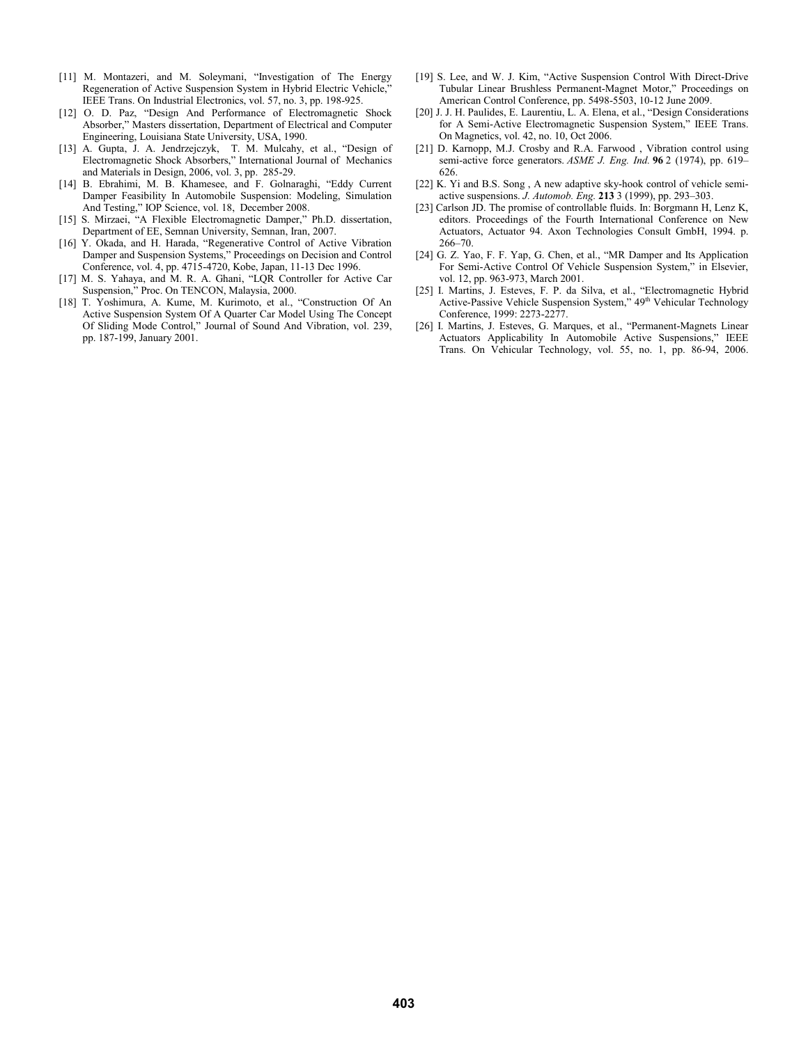[11] M. Montazeri, and M. Soleymani, "Investigation of The Energy Regeneration of Active Suspension System in Hybrid Electric Vehicle," IEEE Trans. On Industrial Electronics, vol. 57, no. 3, pp. 198-925.

[12] O. D. Paz, "Design And Performance of Electromagnetic Shock Absorber," Masters dissertation, Department of Electrical and Computer Engineering, Louisiana State University, USA, 1990.

[13] A. Gupta, J. A. Jendrzejczyk, T. M. Mulcahy, et al., "Design of Electromagnetic Shock Absorbers," International Journal of Mechanics and Materials in Design, 2006, vol. 3, pp. 285-29.

[14] B. Ebrahimi, M. B. Khamesee, and F. Golnaraghi, "Eddy Current Damper Feasibility In Automobile Suspension: Modeling, Simulation And Testing," IOP Science, vol. 18, December 2008.

[15] S. Mirzaei, "A Flexible Electromagnetic Damper," Ph.D. dissertation, Department of EE, Semnan University, Semnan, Iran, 2007.

[16] Y. Okada, and H. Harada, "Regenerative Control of Active Vibration Damper and Suspension Systems," Proceedings on Decision and Control Conference, vol. 4, pp. 4715-4720, Kobe, Japan, 11-13 Dec 1996.

[17] M. S. Yahaya, and M. R. A. Ghani, "LQR Controller for Active Car Suspension," Proc. On TENCON, Malaysia, 2000.

[18] T. Yoshimura, A. Kume, M. Kurimoto, et al., "Construction Of An Active Suspension System Of A Quarter Car Model Using The Concept Of Sliding Mode Control," Journal of Sound And Vibration, vol. 239, pp. 187-199, January 2001.

[19] S. Lee, and W. J. Kim, "Active Suspension Control With Direct-Drive Tubular Linear Brushless Permanent-Magnet Motor," Proceedings on American Control Conference, pp. 5498-5503, 10-12 June 2009.

[20] J. J. H. Paulides, E. Laurentiu, L. A. Elena, et al., "Design Considerations for A Semi-Active Electromagnetic Suspension System," IEEE Trans. On Magnetics, vol. 42, no. 10, Oct 2006.

[21] D. Karnopp, M.J. Crosby and R.A. Farwood , Vibration control using semi-active force generators. *ASME J. Eng. Ind.* **96** 2 (1974), pp. 619–626.

[22] K. Yi and B.S. Song , A new adaptive sky-hook control of vehicle semi-active suspensions. *J. Automob. Eng.* **213** 3 (1999), pp. 293–303.

[23] Carlson JD. The promise of controllable fluids. In: Borgmann H, Lenz K, editors. Proceedings of the Fourth International Conference on New Actuators, Actuator 94. Axon Technologies Consult GmbH, 1994. p. 266–70.

[24] G. Z. Yao, F. F. Yap, G. Chen, et al., "MR Damper and Its Application For Semi-Active Control Of Vehicle Suspension System," in Elsevier, vol. 12, pp. 963-973, March 2001.

[25] I. Martins, J. Esteves, F. P. da Silva, et al., "Electromagnetic Hybrid Active-Passive Vehicle Suspension System," 49th Vehicular Technology Conference, 1999: 2273-2277.

[26] I. Martins, J. Esteves, G. Marques, et al., "Permanent-Magnets Linear Actuators Applicability In Automobile Active Suspensions," IEEE Trans. On Vehicular Technology, vol. 55, no. 1, pp. 86-94, 2006.